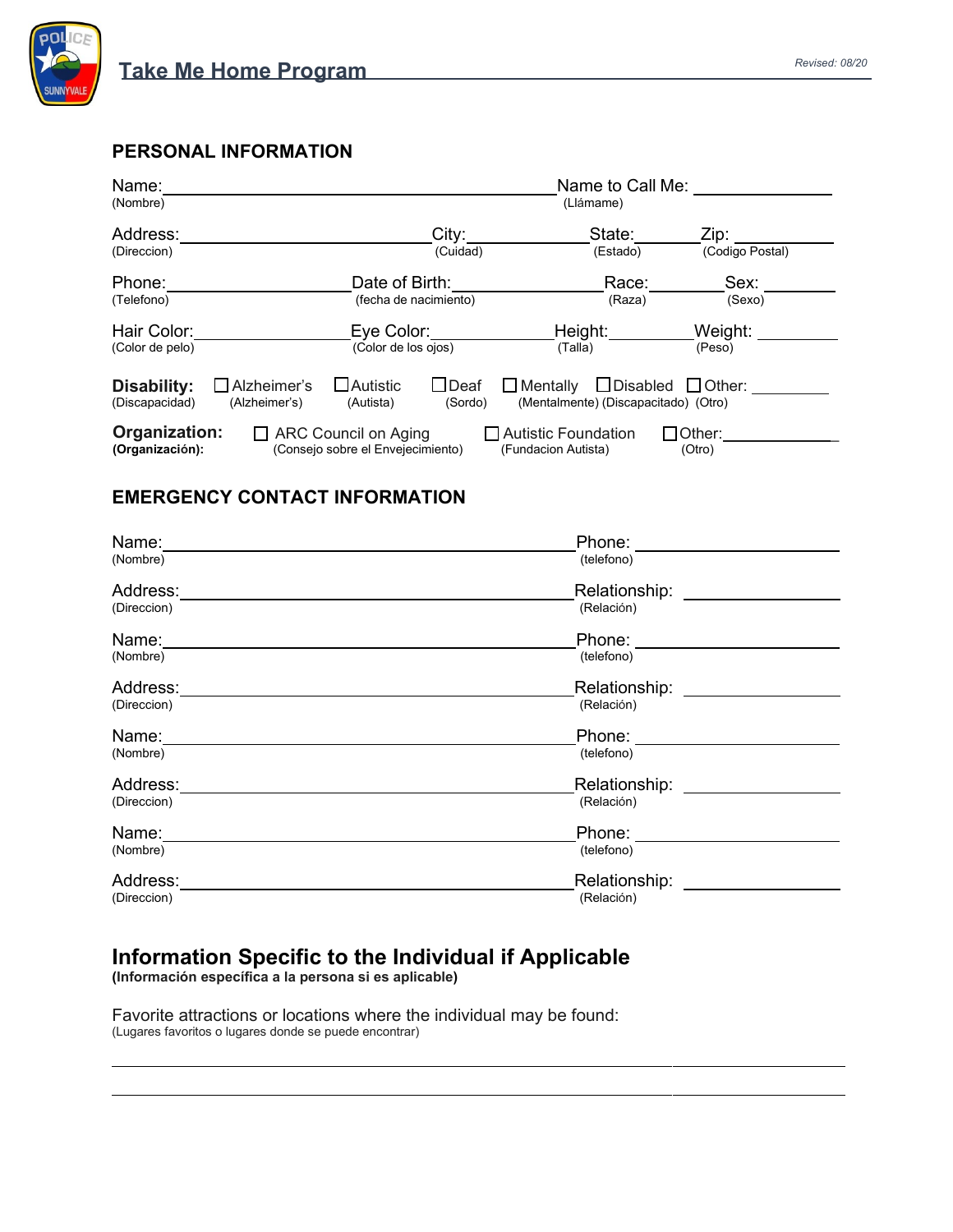# Take Me Home Program

Revised: 08/20

## PERSONAL INFORMATION

Name: ______________________________ Name to Call Me: ______________
(Nombre) (Llámame)

Address: ______________________ City: ______________ State: ________ Zip: __________
(Direccion) (Cuidad) (Estado) (Codigo Postal)

Phone: ________________ Date of Birth: ________________ Race: __________ Sex: ________
(Telefono) (fecha de nacimiento) (Raza) (Sexo)

Hair Color: ______________ Eye Color: ______________ Height: __________ Weight: __________
(Color de pelo) (Color de los ojos) (Talla) (Peso)

**Disability:** ☐ Alzheimer's ☐ Autistic ☐ Deaf ☐ Mentally ☐ Disabled ☐ Other: __________
(Discapacidad) (Alzheimer's) (Autista) (Sordo) (Mentalmente) (Discapacitado) (Otro)

**Organization:** ☐ ARC Council on Aging ☐ Autistic Foundation ☐ Other: ______________
**(Organización):** (Consejo sobre el Envejecimiento) (Fundacion Autista) (Otro)

## EMERGENCY CONTACT INFORMATION

Name: ______________________________ Phone: ______________
(Nombre) (telefono)

Address: ______________________________ Relationship: ______________
(Direccion) (Relación)

Name: ______________________________ Phone: ______________
(Nombre) (telefono)

Address: ______________________________ Relationship: ______________
(Direccion) (Relación)

Name: ______________________________ Phone: ______________
(Nombre) (telefono)

Address: ______________________________ Relationship: ______________
(Direccion) (Relación)

Name: ______________________________ Phone: ______________
(Nombre) (telefono)

Address: ______________________________ Relationship: ______________
(Direccion) (Relación)

## Information Specific to the Individual if Applicable

**(Información específica a la persona si es aplicable)**

Favorite attractions or locations where the individual may be found:
(Lugares favoritos o lugares donde se puede encontrar)

______________________________________________________________________

______________________________________________________________________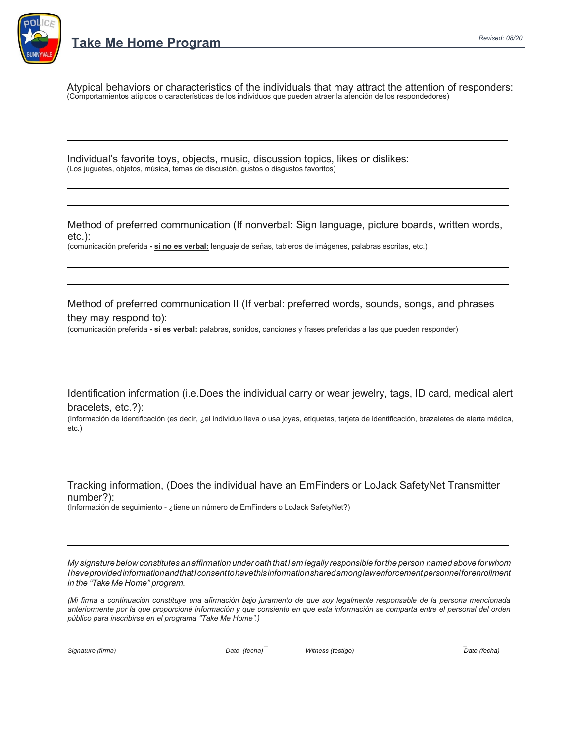## Take Me Home Program

Revised: 08/20

Atypical behaviors or characteristics of the individuals that may attract the attention of responders:
(Comportamientos atípicos o características de los individuos que pueden atraer la atención de los respondedores)

\_\_\_\_\_\_\_\_\_\_\_\_\_\_\_\_\_\_\_\_\_\_\_\_\_\_\_\_\_\_\_\_\_\_\_\_\_\_\_\_\_\_\_\_\_\_\_\_\_\_\_\_\_\_\_\_\_\_\_\_\_\_\_\_\_\_\_\_\_\_\_\_

\_\_\_\_\_\_\_\_\_\_\_\_\_\_\_\_\_\_\_\_\_\_\_\_\_\_\_\_\_\_\_\_\_\_\_\_\_\_\_\_\_\_\_\_\_\_\_\_\_\_\_\_\_\_\_\_\_\_\_\_\_\_\_\_\_\_\_\_\_\_\_\_

Individual's favorite toys, objects, music, discussion topics, likes or dislikes:
(Los juguetes, objetos, música, temas de discusión, gustos o disgustos favoritos)

\_\_\_\_\_\_\_\_\_\_\_\_\_\_\_\_\_\_\_\_\_\_\_\_\_\_\_\_\_\_\_\_\_\_\_\_\_\_\_\_\_\_\_\_\_\_\_\_\_\_\_\_\_\_\_\_\_\_\_\_\_\_\_\_\_\_\_\_\_\_\_\_

\_\_\_\_\_\_\_\_\_\_\_\_\_\_\_\_\_\_\_\_\_\_\_\_\_\_\_\_\_\_\_\_\_\_\_\_\_\_\_\_\_\_\_\_\_\_\_\_\_\_\_\_\_\_\_\_\_\_\_\_\_\_\_\_\_\_\_\_\_\_\_\_

Method of preferred communication (If nonverbal: Sign language, picture boards, written words, etc.):
(comunicación preferida **- <u>si no es verbal:</u>** lenguaje de señas, tableros de imágenes, palabras escritas, etc.)

\_\_\_\_\_\_\_\_\_\_\_\_\_\_\_\_\_\_\_\_\_\_\_\_\_\_\_\_\_\_\_\_\_\_\_\_\_\_\_\_\_\_\_\_\_\_\_\_\_\_\_\_\_\_\_\_\_\_\_\_\_\_\_\_\_\_\_\_\_\_\_\_

\_\_\_\_\_\_\_\_\_\_\_\_\_\_\_\_\_\_\_\_\_\_\_\_\_\_\_\_\_\_\_\_\_\_\_\_\_\_\_\_\_\_\_\_\_\_\_\_\_\_\_\_\_\_\_\_\_\_\_\_\_\_\_\_\_\_\_\_\_\_\_\_

Method of preferred communication II (If verbal: preferred words, sounds, songs, and phrases they may respond to):
(comunicación preferida **- <u>si es verbal:</u>** palabras, sonidos, canciones y frases preferidas a las que pueden responder)

\_\_\_\_\_\_\_\_\_\_\_\_\_\_\_\_\_\_\_\_\_\_\_\_\_\_\_\_\_\_\_\_\_\_\_\_\_\_\_\_\_\_\_\_\_\_\_\_\_\_\_\_\_\_\_\_\_\_\_\_\_\_\_\_\_\_\_\_\_\_\_\_

\_\_\_\_\_\_\_\_\_\_\_\_\_\_\_\_\_\_\_\_\_\_\_\_\_\_\_\_\_\_\_\_\_\_\_\_\_\_\_\_\_\_\_\_\_\_\_\_\_\_\_\_\_\_\_\_\_\_\_\_\_\_\_\_\_\_\_\_\_\_\_\_

Identification information (i.e.Does the individual carry or wear jewelry, tags, ID card, medical alert bracelets, etc.?):
(Información de identificación (es decir, ¿el individuo lleva o usa joyas, etiquetas, tarjeta de identificación, brazaletes de alerta médica, etc.)

\_\_\_\_\_\_\_\_\_\_\_\_\_\_\_\_\_\_\_\_\_\_\_\_\_\_\_\_\_\_\_\_\_\_\_\_\_\_\_\_\_\_\_\_\_\_\_\_\_\_\_\_\_\_\_\_\_\_\_\_\_\_\_\_\_\_\_\_\_\_\_\_

\_\_\_\_\_\_\_\_\_\_\_\_\_\_\_\_\_\_\_\_\_\_\_\_\_\_\_\_\_\_\_\_\_\_\_\_\_\_\_\_\_\_\_\_\_\_\_\_\_\_\_\_\_\_\_\_\_\_\_\_\_\_\_\_\_\_\_\_\_\_\_\_

Tracking information, (Does the individual have an EmFinders or LoJack SafetyNet Transmitter number?):
(Información de seguimiento - ¿tiene un número de EmFinders o LoJack SafetyNet?)

\_\_\_\_\_\_\_\_\_\_\_\_\_\_\_\_\_\_\_\_\_\_\_\_\_\_\_\_\_\_\_\_\_\_\_\_\_\_\_\_\_\_\_\_\_\_\_\_\_\_\_\_\_\_\_\_\_\_\_\_\_\_\_\_\_\_\_\_\_\_\_\_

\_\_\_\_\_\_\_\_\_\_\_\_\_\_\_\_\_\_\_\_\_\_\_\_\_\_\_\_\_\_\_\_\_\_\_\_\_\_\_\_\_\_\_\_\_\_\_\_\_\_\_\_\_\_\_\_\_\_\_\_\_\_\_\_\_\_\_\_\_\_\_\_

*My signature below constitutes an affirmation under oath that I am legally responsible for the person named above for whom I have provided information and that I consent to have this information shared among law enforcement personnel for enrollment in the "Take Me Home" program.*

*(Mi firma a continuación constituye una afirmación bajo juramento de que soy legalmente responsable de la persona mencionada anteriormente por la que proporcioné información y que consiento en que esta información se comparta entre el personal del orden público para inscribirse en el programa "Take Me Home".)*

\_\_\_\_\_\_\_\_\_\_\_\_\_\_\_\_\_\_\_\_\_\_\_\_\_\_\_\_\_\_\_\_\_\_\_ \_\_\_\_\_\_\_\_\_\_\_\_\_\_\_\_\_\_\_\_\_\_\_\_\_\_\_\_\_\_\_\_\_\_\_

*Signature (firma)* *Date (fecha)* *Witness (testigo)* *Date (fecha)*